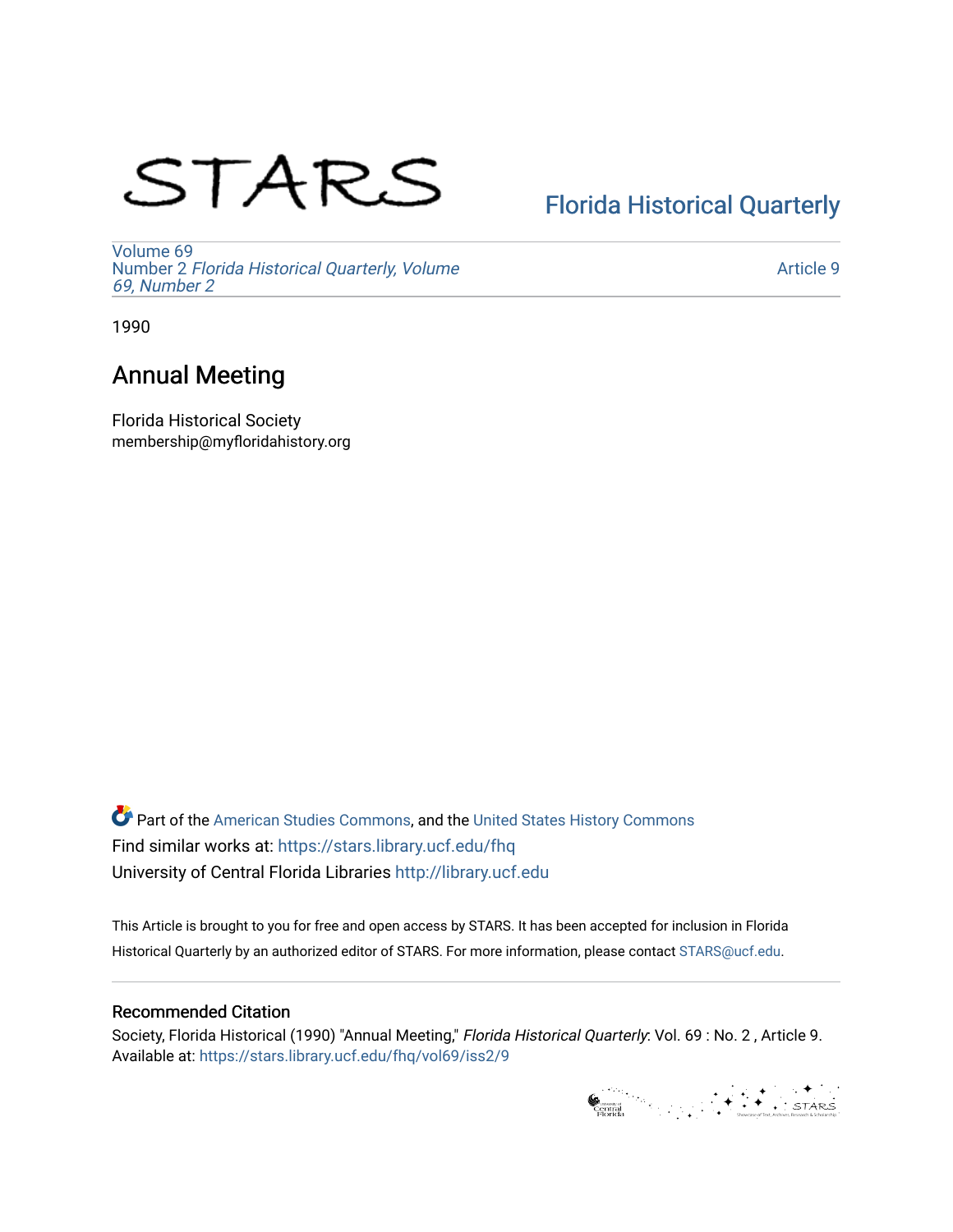STARS

[Florida Historical Quarterly](https://stars.library.ucf.edu/fhq)

Volume 69
Number 2 *Florida Historical Quarterly, Volume 69, Number 2*

Article 9

1990

# Annual Meeting

Florida Historical Society
membership@myfloridahistory.org

Part of the American Studies Commons, and the United States History Commons
Find similar works at: https://stars.library.ucf.edu/fhq
University of Central Florida Libraries http://library.ucf.edu

This Article is brought to you for free and open access by STARS. It has been accepted for inclusion in Florida Historical Quarterly by an authorized editor of STARS. For more information, please contact STARS@ucf.edu.

## Recommended Citation

Society, Florida Historical (1990) "Annual Meeting," *Florida Historical Quarterly*: Vol. 69 : No. 2 , Article 9. Available at: https://stars.library.ucf.edu/fhq/vol69/iss2/9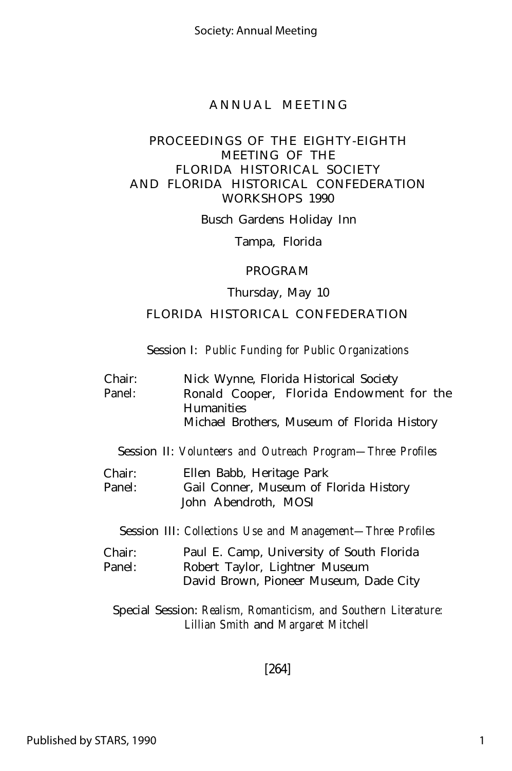# ANNUAL MEETING

## PROCEEDINGS OF THE EIGHTY-EIGHTH MEETING OF THE FLORIDA HISTORICAL SOCIETY AND FLORIDA HISTORICAL CONFEDERATION WORKSHOPS 1990

Busch Gardens Holiday Inn

Tampa, Florida

### PROGRAM

Thursday, May 10

FLORIDA HISTORICAL CONFEDERATION

Session I: *Public Funding for Public Organizations*

Chair: Nick Wynne, Florida Historical Society
Panel: Ronald Cooper, Florida Endowment for the Humanities
Michael Brothers, Museum of Florida History

Session II: *Volunteers and Outreach Program—Three Profiles*

Chair: Ellen Babb, Heritage Park
Panel: Gail Conner, Museum of Florida History
John Abendroth, MOSI

Session III: *Collections Use and Management—Three Profiles*

Chair: Paul E. Camp, University of South Florida
Panel: Robert Taylor, Lightner Museum
David Brown, Pioneer Museum, Dade City

Special Session: *Realism, Romanticism, and Southern Literature: Lillian Smith* and *Margaret Mitchell*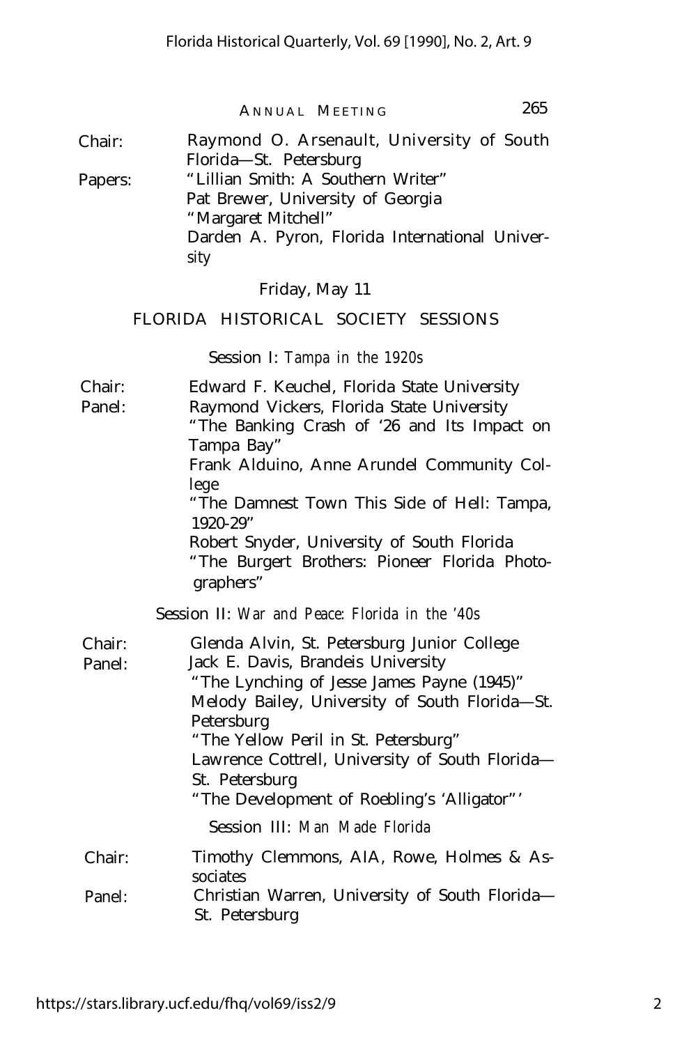Chair: Raymond O. Arsenault, University of South Florida—St. Petersburg

Papers: "Lillian Smith: A Southern Writer"
Pat Brewer, University of Georgia
"Margaret Mitchell"
Darden A. Pyron, Florida International University

Friday, May 11

## FLORIDA HISTORICAL SOCIETY SESSIONS

### Session I: *Tampa in the 1920s*

Chair: Edward F. Keuchel, Florida State University

Panel: Raymond Vickers, Florida State University
"The Banking Crash of '26 and Its Impact on Tampa Bay"
Frank Alduino, Anne Arundel Community College
"The Damnest Town This Side of Hell: Tampa, 1920-29"
Robert Snyder, University of South Florida
"The Burgert Brothers: Pioneer Florida Photographers"

### Session II: *War and Peace: Florida in the '40s*

Chair: Glenda Alvin, St. Petersburg Junior College

Panel: Jack E. Davis, Brandeis University
"The Lynching of Jesse James Payne (1945)"
Melody Bailey, University of South Florida—St. Petersburg
"The Yellow Peril in St. Petersburg"
Lawrence Cottrell, University of South Florida—St. Petersburg
"The Development of Roebling's 'Alligator'"

### Session III: *Man Made Florida*

Chair: Timothy Clemmons, AIA, Rowe, Holmes & Associates

Panel: Christian Warren, University of South Florida—St. Petersburg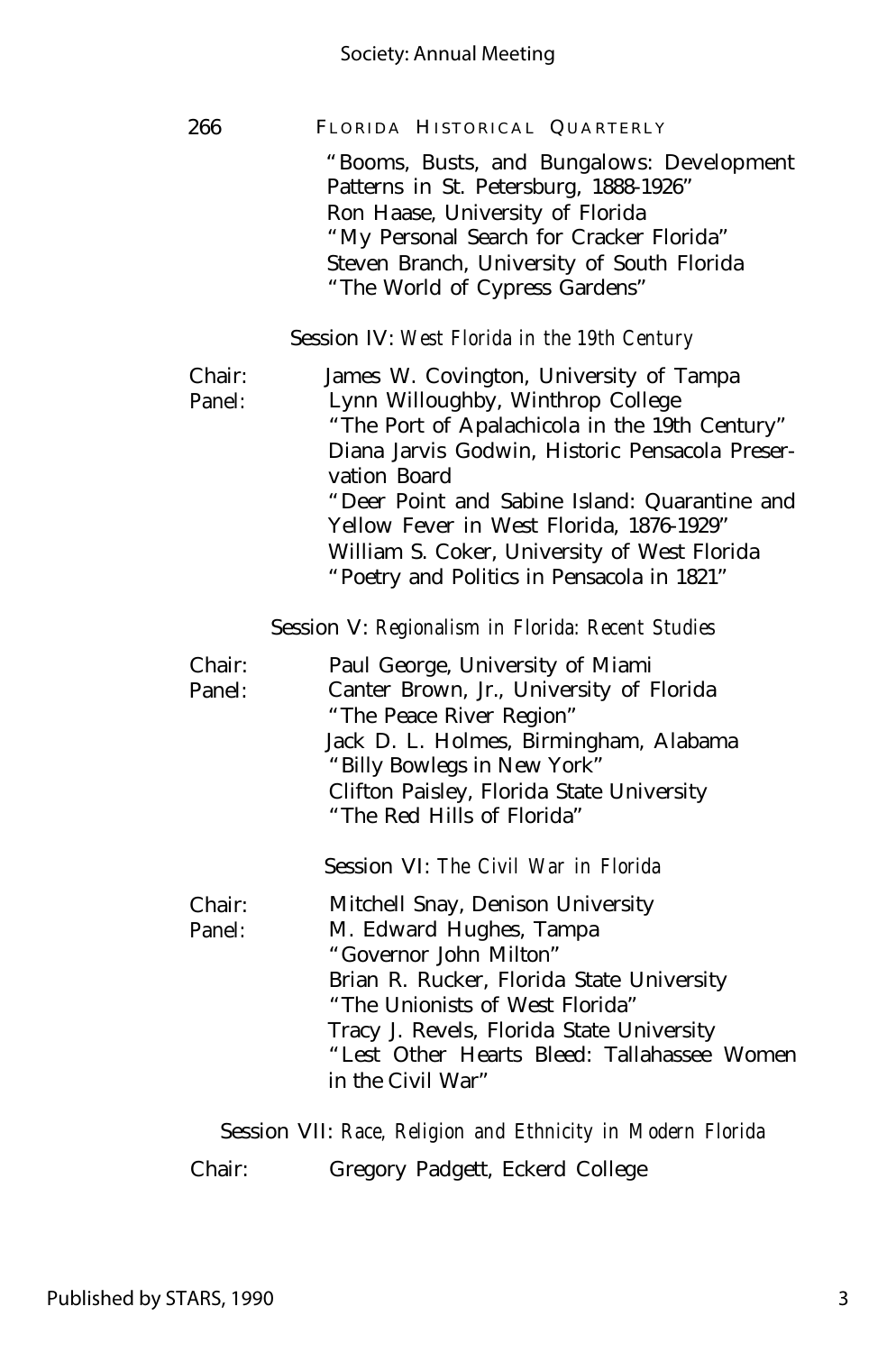"Booms, Busts, and Bungalows: Development Patterns in St. Petersburg, 1888-1926"
Ron Haase, University of Florida
"My Personal Search for Cracker Florida"
Steven Branch, University of South Florida
"The World of Cypress Gardens"

Session IV: *West Florida in the 19th Century*

Chair: James W. Covington, University of Tampa
Panel: Lynn Willoughby, Winthrop College
"The Port of Apalachicola in the 19th Century"
Diana Jarvis Godwin, Historic Pensacola Preservation Board
"Deer Point and Sabine Island: Quarantine and Yellow Fever in West Florida, 1876-1929"
William S. Coker, University of West Florida
"Poetry and Politics in Pensacola in 1821"

Session V: *Regionalism in Florida: Recent Studies*

Chair: Paul George, University of Miami
Panel: Canter Brown, Jr., University of Florida
"The Peace River Region"
Jack D. L. Holmes, Birmingham, Alabama
"Billy Bowlegs in New York"
Clifton Paisley, Florida State University
"The Red Hills of Florida"

Session VI: *The Civil War in Florida*

Chair: Mitchell Snay, Denison University
Panel: M. Edward Hughes, Tampa
"Governor John Milton"
Brian R. Rucker, Florida State University
"The Unionists of West Florida"
Tracy J. Revels, Florida State University
"Lest Other Hearts Bleed: Tallahassee Women in the Civil War"

Session VII: *Race, Religion and Ethnicity in Modern Florida*

Chair: Gregory Padgett, Eckerd College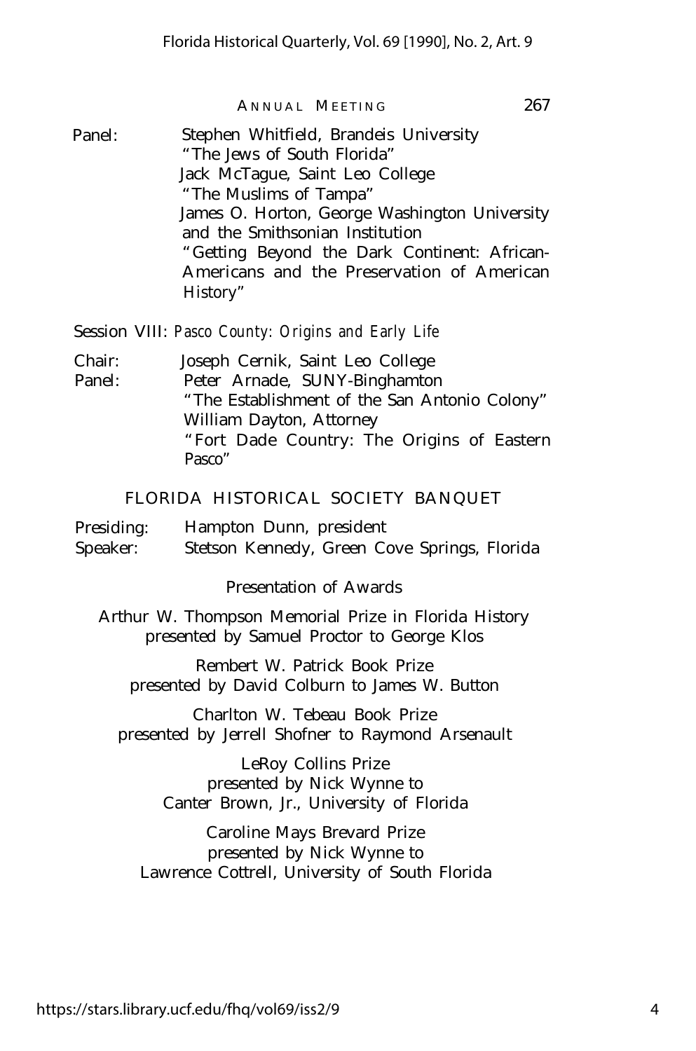Panel: Stephen Whitfield, Brandeis University
"The Jews of South Florida"
Jack McTague, Saint Leo College
"The Muslims of Tampa"
James O. Horton, George Washington University and the Smithsonian Institution
"Getting Beyond the Dark Continent: African-Americans and the Preservation of American History"

Session VIII: *Pasco County: Origins and Early Life*

Chair: Joseph Cernik, Saint Leo College
Panel: Peter Arnade, SUNY-Binghamton
"The Establishment of the San Antonio Colony"
William Dayton, Attorney
"Fort Dade Country: The Origins of Eastern Pasco"

## FLORIDA HISTORICAL SOCIETY BANQUET

Presiding: Hampton Dunn, president
Speaker: Stetson Kennedy, Green Cove Springs, Florida

Presentation of Awards

Arthur W. Thompson Memorial Prize in Florida History
presented by Samuel Proctor to George Klos

Rembert W. Patrick Book Prize
presented by David Colburn to James W. Button

Charlton W. Tebeau Book Prize
presented by Jerrell Shofner to Raymond Arsenault

LeRoy Collins Prize
presented by Nick Wynne to
Canter Brown, Jr., University of Florida

Caroline Mays Brevard Prize
presented by Nick Wynne to
Lawrence Cottrell, University of South Florida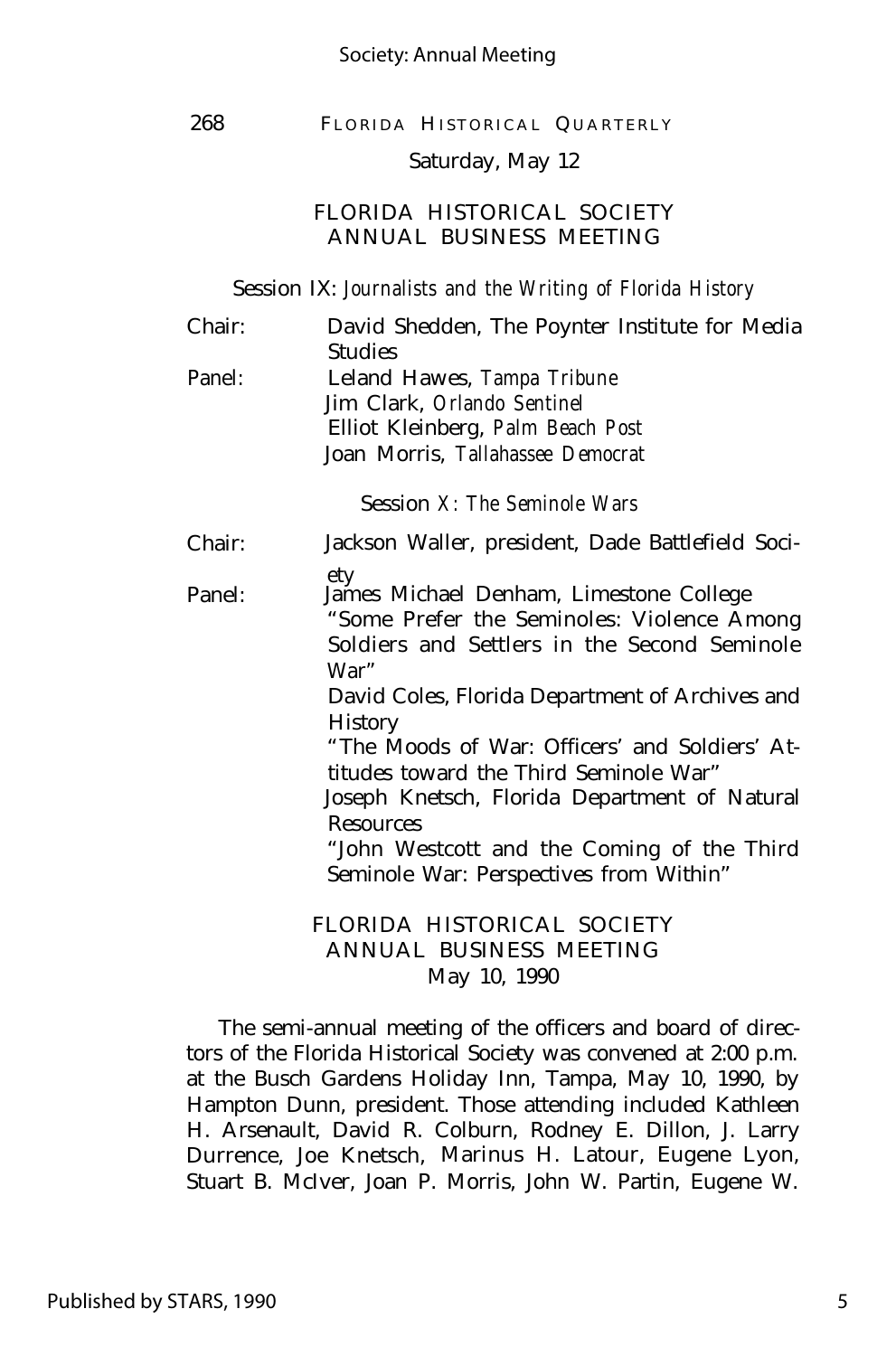Saturday, May 12

## FLORIDA HISTORICAL SOCIETY ANNUAL BUSINESS MEETING

Session IX: *Journalists and the Writing of Florida History*

Chair: David Shedden, The Poynter Institute for Media Studies

Panel: Leland Hawes, *Tampa Tribune*
Jim Clark, *Orlando Sentinel*
Elliot Kleinberg, *Palm Beach Post*
Joan Morris, *Tallahassee Democrat*

Session *X: The Seminole Wars*

Chair: Jackson Waller, president, Dade Battlefield Society

Panel: James Michael Denham, Limestone College
"Some Prefer the Seminoles: Violence Among Soldiers and Settlers in the Second Seminole War"
David Coles, Florida Department of Archives and History
"The Moods of War: Officers' and Soldiers' Attitudes toward the Third Seminole War"
Joseph Knetsch, Florida Department of Natural Resources
"John Westcott and the Coming of the Third Seminole War: Perspectives from Within"

## FLORIDA HISTORICAL SOCIETY ANNUAL BUSINESS MEETING
May 10, 1990

The semi-annual meeting of the officers and board of directors of the Florida Historical Society was convened at 2:00 p.m. at the Busch Gardens Holiday Inn, Tampa, May 10, 1990, by Hampton Dunn, president. Those attending included Kathleen H. Arsenault, David R. Colburn, Rodney E. Dillon, J. Larry Durrence, Joe Knetsch, Marinus H. Latour, Eugene Lyon, Stuart B. McIver, Joan P. Morris, John W. Partin, Eugene W.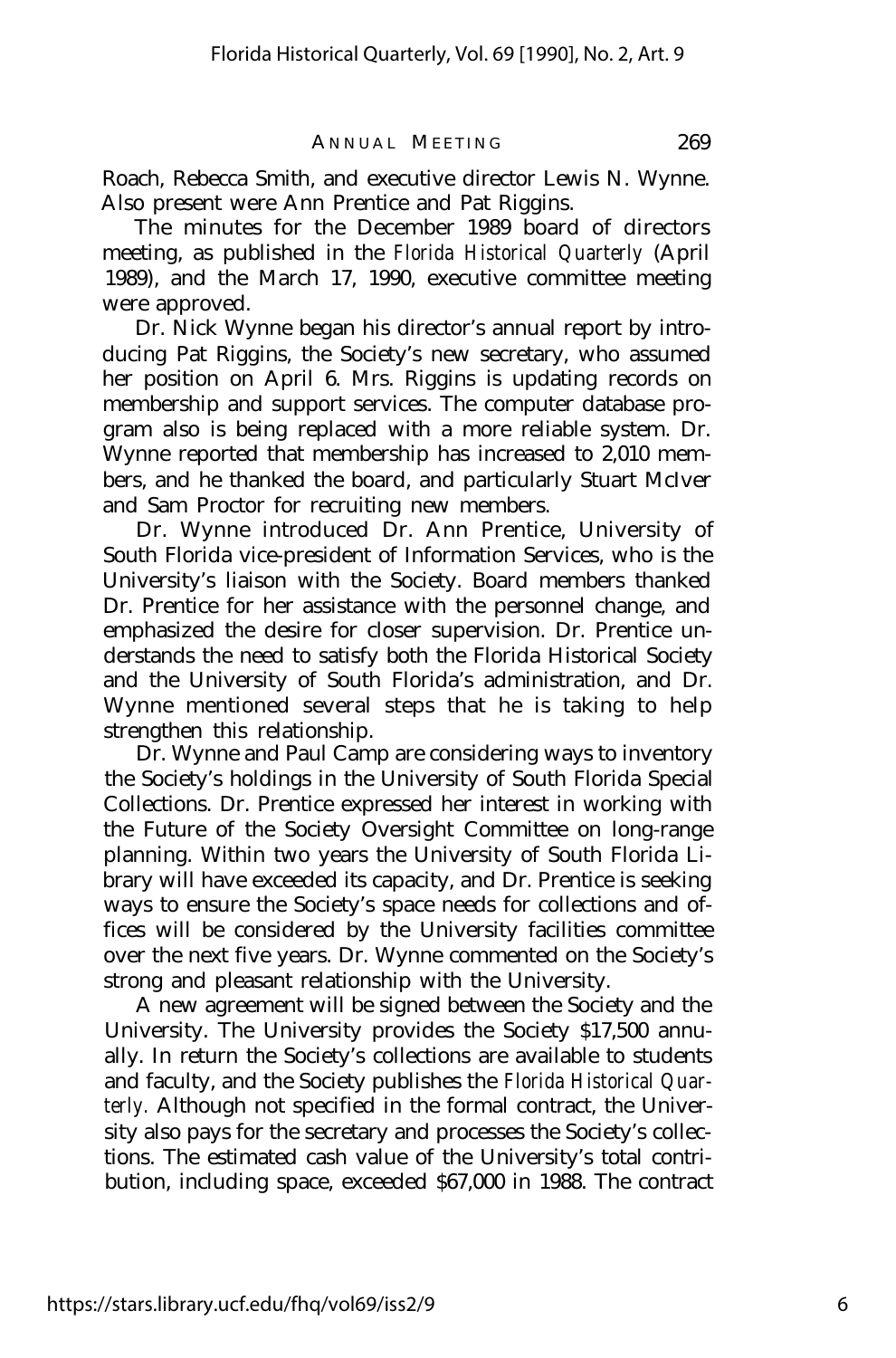Roach, Rebecca Smith, and executive director Lewis N. Wynne. Also present were Ann Prentice and Pat Riggins.

The minutes for the December 1989 board of directors meeting, as published in the *Florida Historical Quarterly* (April 1989), and the March 17, 1990, executive committee meeting were approved.

Dr. Nick Wynne began his director's annual report by introducing Pat Riggins, the Society's new secretary, who assumed her position on April 6. Mrs. Riggins is updating records on membership and support services. The computer database program also is being replaced with a more reliable system. Dr. Wynne reported that membership has increased to 2,010 members, and he thanked the board, and particularly Stuart McIver and Sam Proctor for recruiting new members.

Dr. Wynne introduced Dr. Ann Prentice, University of South Florida vice-president of Information Services, who is the University's liaison with the Society. Board members thanked Dr. Prentice for her assistance with the personnel change, and emphasized the desire for closer supervision. Dr. Prentice understands the need to satisfy both the Florida Historical Society and the University of South Florida's administration, and Dr. Wynne mentioned several steps that he is taking to help strengthen this relationship.

Dr. Wynne and Paul Camp are considering ways to inventory the Society's holdings in the University of South Florida Special Collections. Dr. Prentice expressed her interest in working with the Future of the Society Oversight Committee on long-range planning. Within two years the University of South Florida Library will have exceeded its capacity, and Dr. Prentice is seeking ways to ensure the Society's space needs for collections and offices will be considered by the University facilities committee over the next five years. Dr. Wynne commented on the Society's strong and pleasant relationship with the University.

A new agreement will be signed between the Society and the University. The University provides the Society $17,500 annually. In return the Society's collections are available to students and faculty, and the Society publishes the *Florida Historical Quarterly.* Although not specified in the formal contract, the University also pays for the secretary and processes the Society's collections. The estimated cash value of the University's total contribution, including space, exceeded $67,000 in 1988. The contract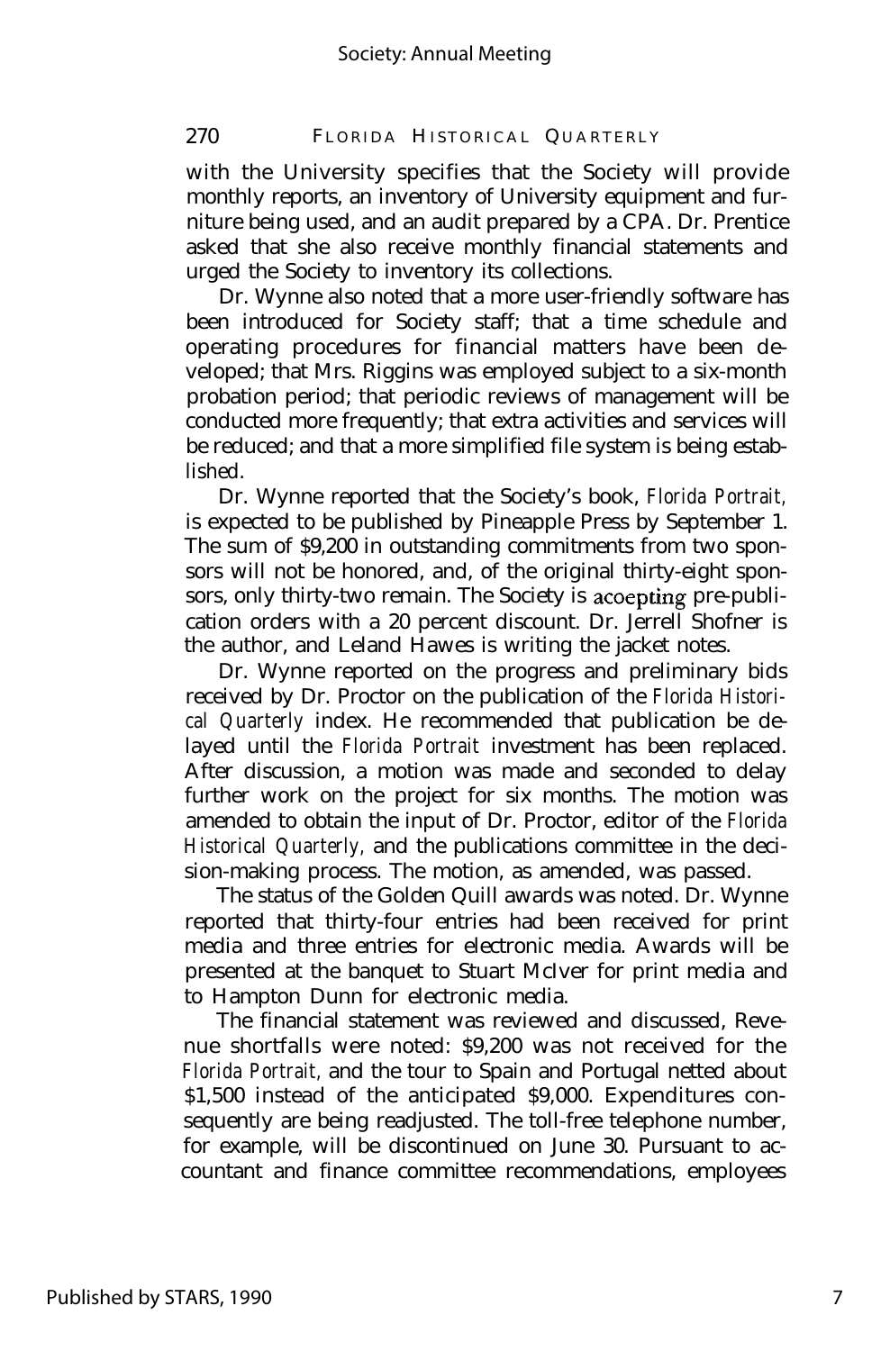with the University specifies that the Society will provide monthly reports, an inventory of University equipment and furniture being used, and an audit prepared by a CPA. Dr. Prentice asked that she also receive monthly financial statements and urged the Society to inventory its collections.

Dr. Wynne also noted that a more user-friendly software has been introduced for Society staff; that a time schedule and operating procedures for financial matters have been developed; that Mrs. Riggins was employed subject to a six-month probation period; that periodic reviews of management will be conducted more frequently; that extra activities and services will be reduced; and that a more simplified file system is being established.

Dr. Wynne reported that the Society's book, *Florida Portrait,* is expected to be published by Pineapple Press by September 1. The sum of $9,200 in outstanding commitments from two sponsors will not be honored, and, of the original thirty-eight sponsors, only thirty-two remain. The Society is acoepting pre-publication orders with a 20 percent discount. Dr. Jerrell Shofner is the author, and Leland Hawes is writing the jacket notes.

Dr. Wynne reported on the progress and preliminary bids received by Dr. Proctor on the publication of the *Florida Historical Quarterly* index. He recommended that publication be delayed until the *Florida Portrait* investment has been replaced. After discussion, a motion was made and seconded to delay further work on the project for six months. The motion was amended to obtain the input of Dr. Proctor, editor of the *Florida Historical Quarterly,* and the publications committee in the decision-making process. The motion, as amended, was passed.

The status of the Golden Quill awards was noted. Dr. Wynne reported that thirty-four entries had been received for print media and three entries for electronic media. Awards will be presented at the banquet to Stuart McIver for print media and to Hampton Dunn for electronic media.

The financial statement was reviewed and discussed, Revenue shortfalls were noted: $9,200 was not received for the *Florida Portrait,* and the tour to Spain and Portugal netted about $1,500 instead of the anticipated $9,000. Expenditures consequently are being readjusted. The toll-free telephone number, for example, will be discontinued on June 30. Pursuant to accountant and finance committee recommendations, employees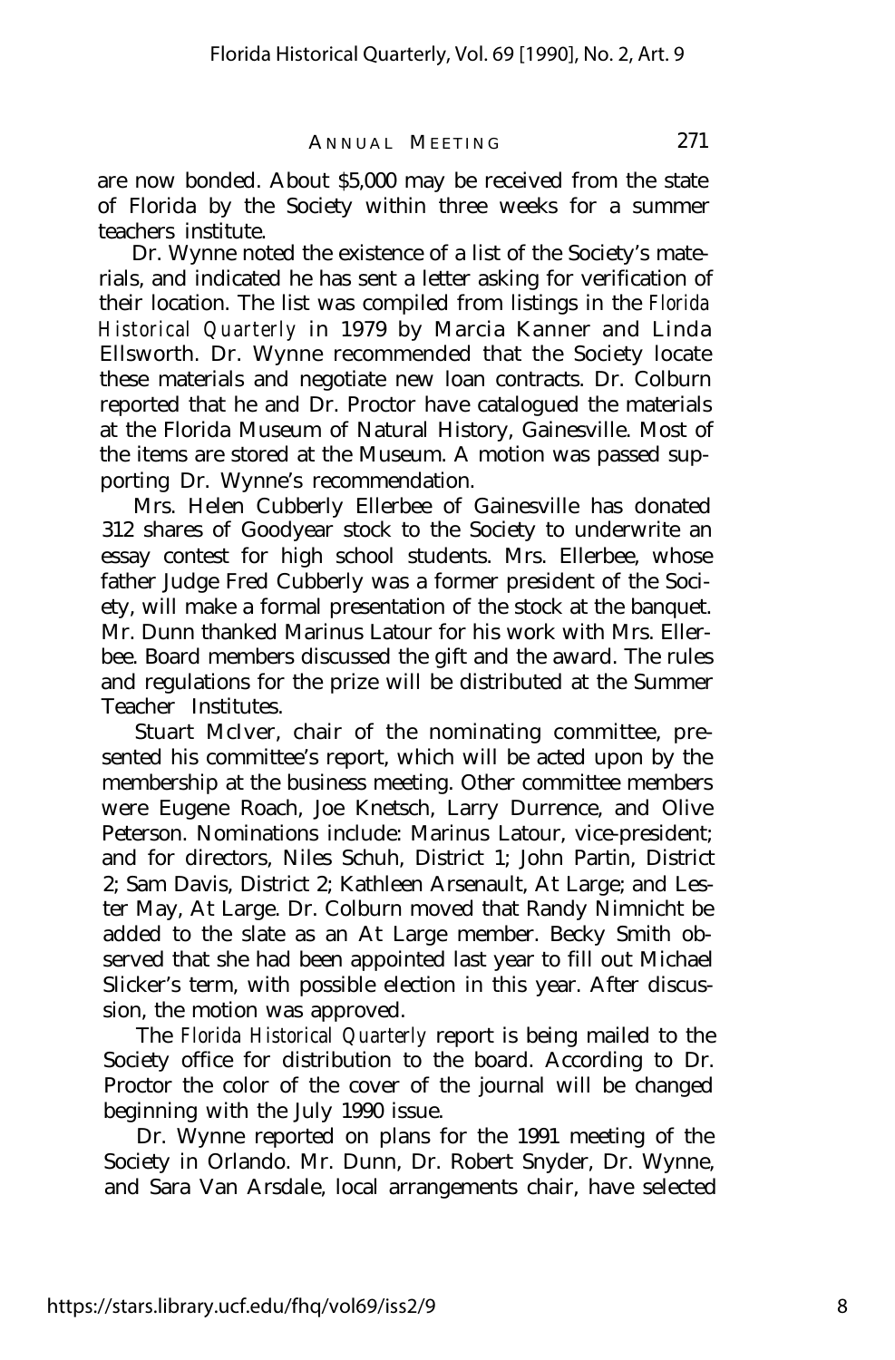are now bonded. About $5,000 may be received from the state of Florida by the Society within three weeks for a summer teachers institute.

Dr. Wynne noted the existence of a list of the Society's materials, and indicated he has sent a letter asking for verification of their location. The list was compiled from listings in the *Florida Historical Quarterly* in 1979 by Marcia Kanner and Linda Ellsworth. Dr. Wynne recommended that the Society locate these materials and negotiate new loan contracts. Dr. Colburn reported that he and Dr. Proctor have catalogued the materials at the Florida Museum of Natural History, Gainesville. Most of the items are stored at the Museum. A motion was passed supporting Dr. Wynne's recommendation.

Mrs. Helen Cubberly Ellerbee of Gainesville has donated 312 shares of Goodyear stock to the Society to underwrite an essay contest for high school students. Mrs. Ellerbee, whose father Judge Fred Cubberly was a former president of the Society, will make a formal presentation of the stock at the banquet. Mr. Dunn thanked Marinus Latour for his work with Mrs. Ellerbee. Board members discussed the gift and the award. The rules and regulations for the prize will be distributed at the Summer Teacher Institutes.

Stuart McIver, chair of the nominating committee, presented his committee's report, which will be acted upon by the membership at the business meeting. Other committee members were Eugene Roach, Joe Knetsch, Larry Durrence, and Olive Peterson. Nominations include: Marinus Latour, vice-president; and for directors, Niles Schuh, District 1; John Partin, District 2; Sam Davis, District 2; Kathleen Arsenault, At Large; and Lester May, At Large. Dr. Colburn moved that Randy Nimnicht be added to the slate as an At Large member. Becky Smith observed that she had been appointed last year to fill out Michael Slicker's term, with possible election in this year. After discussion, the motion was approved.

The *Florida Historical Quarterly* report is being mailed to the Society office for distribution to the board. According to Dr. Proctor the color of the cover of the journal will be changed beginning with the July 1990 issue.

Dr. Wynne reported on plans for the 1991 meeting of the Society in Orlando. Mr. Dunn, Dr. Robert Snyder, Dr. Wynne, and Sara Van Arsdale, local arrangements chair, have selected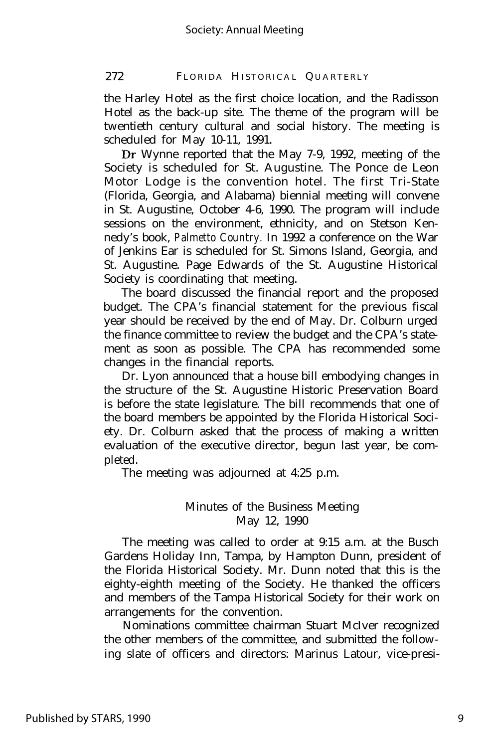the Harley Hotel as the first choice location, and the Radisson Hotel as the back-up site. The theme of the program will be twentieth century cultural and social history. The meeting is scheduled for May 10-11, 1991.

Dr Wynne reported that the May 7-9, 1992, meeting of the Society is scheduled for St. Augustine. The Ponce de Leon Motor Lodge is the convention hotel. The first Tri-State (Florida, Georgia, and Alabama) biennial meeting will convene in St. Augustine, October 4-6, 1990. The program will include sessions on the environment, ethnicity, and on Stetson Kennedy's book, *Palmetto Country.* In 1992 a conference on the War of Jenkins Ear is scheduled for St. Simons Island, Georgia, and St. Augustine. Page Edwards of the St. Augustine Historical Society is coordinating that meeting.

The board discussed the financial report and the proposed budget. The CPA's financial statement for the previous fiscal year should be received by the end of May. Dr. Colburn urged the finance committee to review the budget and the CPA's statement as soon as possible. The CPA has recommended some changes in the financial reports.

Dr. Lyon announced that a house bill embodying changes in the structure of the St. Augustine Historic Preservation Board is before the state legislature. The bill recommends that one of the board members be appointed by the Florida Historical Society. Dr. Colburn asked that the process of making a written evaluation of the executive director, begun last year, be completed.

The meeting was adjourned at 4:25 p.m.

## Minutes of the Business Meeting
### May 12, 1990

The meeting was called to order at 9:15 a.m. at the Busch Gardens Holiday Inn, Tampa, by Hampton Dunn, president of the Florida Historical Society. Mr. Dunn noted that this is the eighty-eighth meeting of the Society. He thanked the officers and members of the Tampa Historical Society for their work on arrangements for the convention.

Nominations committee chairman Stuart McIver recognized the other members of the committee, and submitted the following slate of officers and directors: Marinus Latour, vice-presi-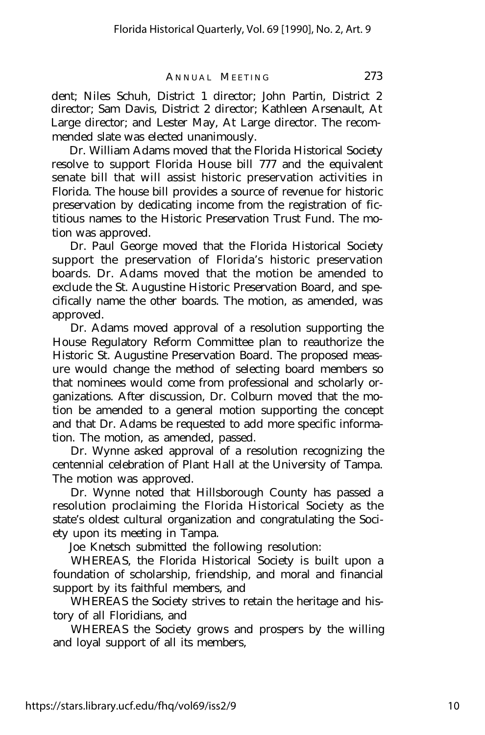dent; Niles Schuh, District 1 director; John Partin, District 2 director; Sam Davis, District 2 director; Kathleen Arsenault, At Large director; and Lester May, At Large director. The recommended slate was elected unanimously.

Dr. William Adams moved that the Florida Historical Society resolve to support Florida House bill 777 and the equivalent senate bill that will assist historic preservation activities in Florida. The house bill provides a source of revenue for historic preservation by dedicating income from the registration of fictitious names to the Historic Preservation Trust Fund. The motion was approved.

Dr. Paul George moved that the Florida Historical Society support the preservation of Florida's historic preservation boards. Dr. Adams moved that the motion be amended to exclude the St. Augustine Historic Preservation Board, and specifically name the other boards. The motion, as amended, was approved.

Dr. Adams moved approval of a resolution supporting the House Regulatory Reform Committee plan to reauthorize the Historic St. Augustine Preservation Board. The proposed measure would change the method of selecting board members so that nominees would come from professional and scholarly organizations. After discussion, Dr. Colburn moved that the motion be amended to a general motion supporting the concept and that Dr. Adams be requested to add more specific information. The motion, as amended, passed.

Dr. Wynne asked approval of a resolution recognizing the centennial celebration of Plant Hall at the University of Tampa. The motion was approved.

Dr. Wynne noted that Hillsborough County has passed a resolution proclaiming the Florida Historical Society as the state's oldest cultural organization and congratulating the Society upon its meeting in Tampa.

Joe Knetsch submitted the following resolution:

WHEREAS, the Florida Historical Society is built upon a foundation of scholarship, friendship, and moral and financial support by its faithful members, and

WHEREAS the Society strives to retain the heritage and history of all Floridians, and

WHEREAS the Society grows and prospers by the willing and loyal support of all its members,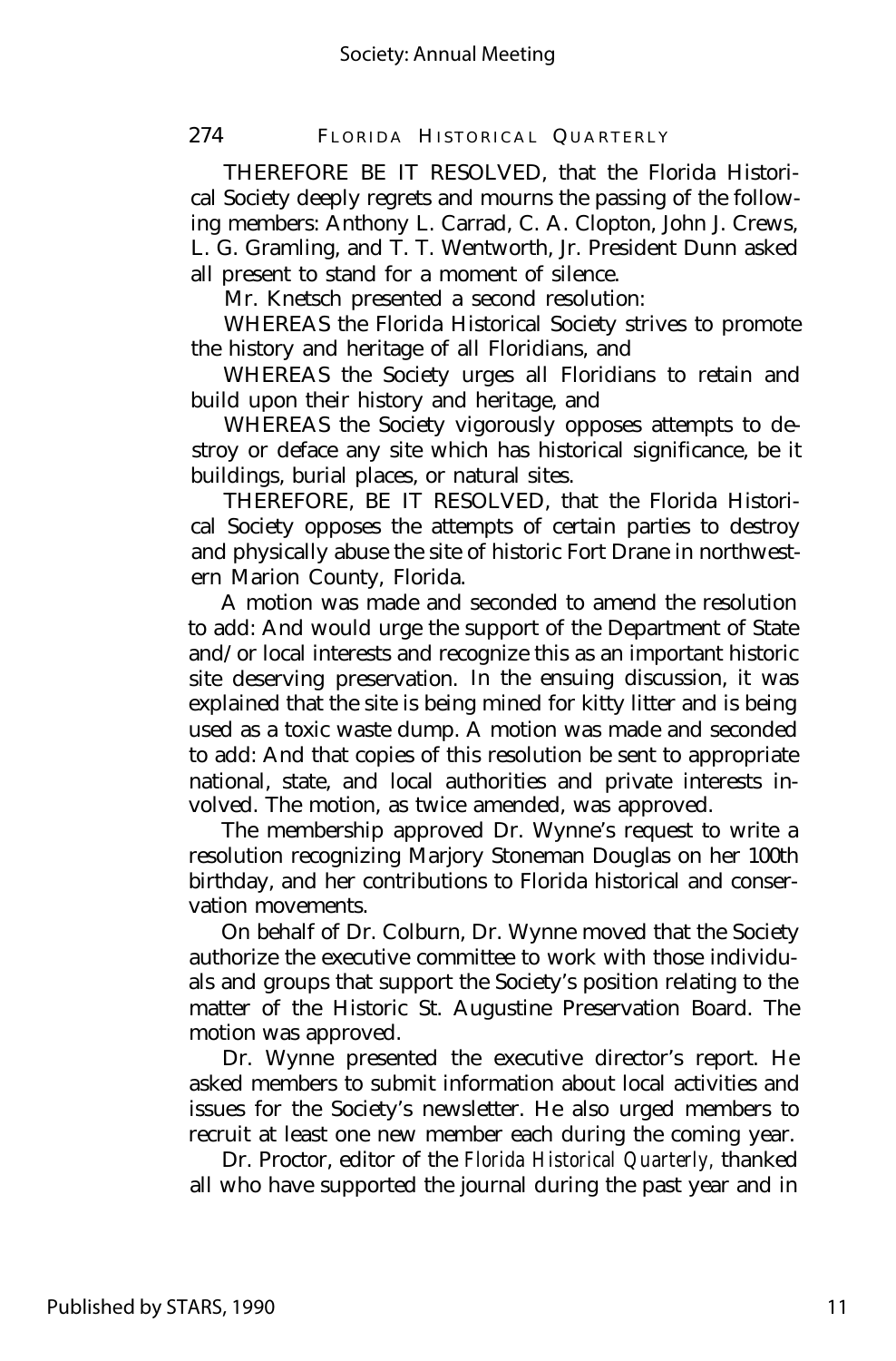THEREFORE BE IT RESOLVED, that the Florida Historical Society deeply regrets and mourns the passing of the following members: Anthony L. Carrad, C. A. Clopton, John J. Crews, L. G. Gramling, and T. T. Wentworth, Jr. President Dunn asked all present to stand for a moment of silence.

Mr. Knetsch presented a second resolution:

WHEREAS the Florida Historical Society strives to promote the history and heritage of all Floridians, and

WHEREAS the Society urges all Floridians to retain and build upon their history and heritage, and

WHEREAS the Society vigorously opposes attempts to destroy or deface any site which has historical significance, be it buildings, burial places, or natural sites.

THEREFORE, BE IT RESOLVED, that the Florida Historical Society opposes the attempts of certain parties to destroy and physically abuse the site of historic Fort Drane in northwestern Marion County, Florida.

A motion was made and seconded to amend the resolution to add: And would urge the support of the Department of State and/or local interests and recognize this as an important historic site deserving preservation. In the ensuing discussion, it was explained that the site is being mined for kitty litter and is being used as a toxic waste dump. A motion was made and seconded to add: And that copies of this resolution be sent to appropriate national, state, and local authorities and private interests involved. The motion, as twice amended, was approved.

The membership approved Dr. Wynne's request to write a resolution recognizing Marjory Stoneman Douglas on her 100th birthday, and her contributions to Florida historical and conservation movements.

On behalf of Dr. Colburn, Dr. Wynne moved that the Society authorize the executive committee to work with those individuals and groups that support the Society's position relating to the matter of the Historic St. Augustine Preservation Board. The motion was approved.

Dr. Wynne presented the executive director's report. He asked members to submit information about local activities and issues for the Society's newsletter. He also urged members to recruit at least one new member each during the coming year.

Dr. Proctor, editor of the *Florida Historical Quarterly*, thanked all who have supported the journal during the past year and in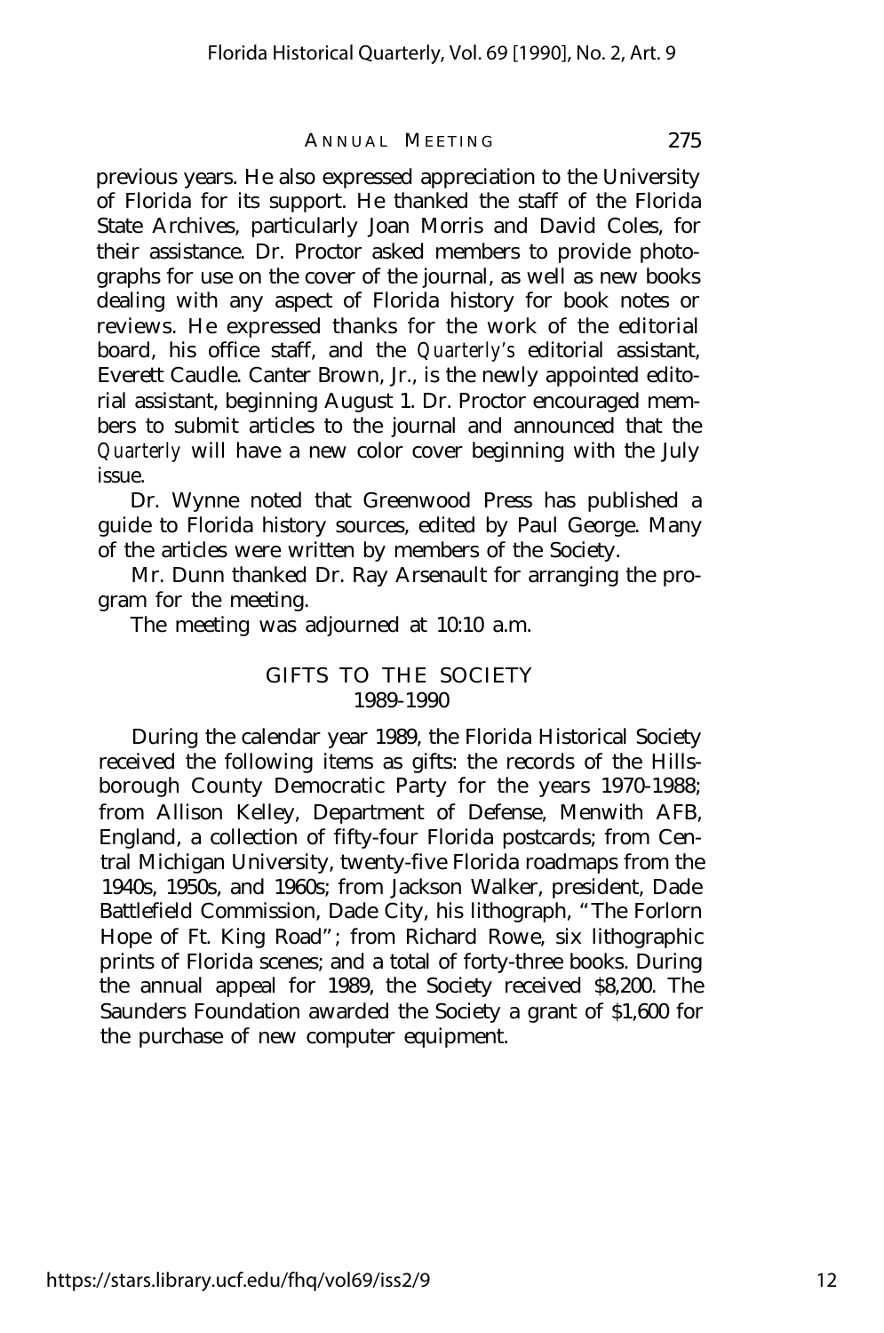previous years. He also expressed appreciation to the University of Florida for its support. He thanked the staff of the Florida State Archives, particularly Joan Morris and David Coles, for their assistance. Dr. Proctor asked members to provide photographs for use on the cover of the journal, as well as new books dealing with any aspect of Florida history for book notes or reviews. He expressed thanks for the work of the editorial board, his office staff, and the *Quarterly's* editorial assistant, Everett Caudle. Canter Brown, Jr., is the newly appointed editorial assistant, beginning August 1. Dr. Proctor encouraged members to submit articles to the journal and announced that the *Quarterly* will have a new color cover beginning with the July issue.

Dr. Wynne noted that Greenwood Press has published a guide to Florida history sources, edited by Paul George. Many of the articles were written by members of the Society.

Mr. Dunn thanked Dr. Ray Arsenault for arranging the program for the meeting.

The meeting was adjourned at 10:10 a.m.

## GIFTS TO THE SOCIETY
## 1989-1990

During the calendar year 1989, the Florida Historical Society received the following items as gifts: the records of the Hillsborough County Democratic Party for the years 1970-1988; from Allison Kelley, Department of Defense, Menwith AFB, England, a collection of fifty-four Florida postcards; from Central Michigan University, twenty-five Florida roadmaps from the 1940s, 1950s, and 1960s; from Jackson Walker, president, Dade Battlefield Commission, Dade City, his lithograph, "The Forlorn Hope of Ft. King Road"; from Richard Rowe, six lithographic prints of Florida scenes; and a total of forty-three books. During the annual appeal for 1989, the Society received $8,200. The Saunders Foundation awarded the Society a grant of $1,600 for the purchase of new computer equipment.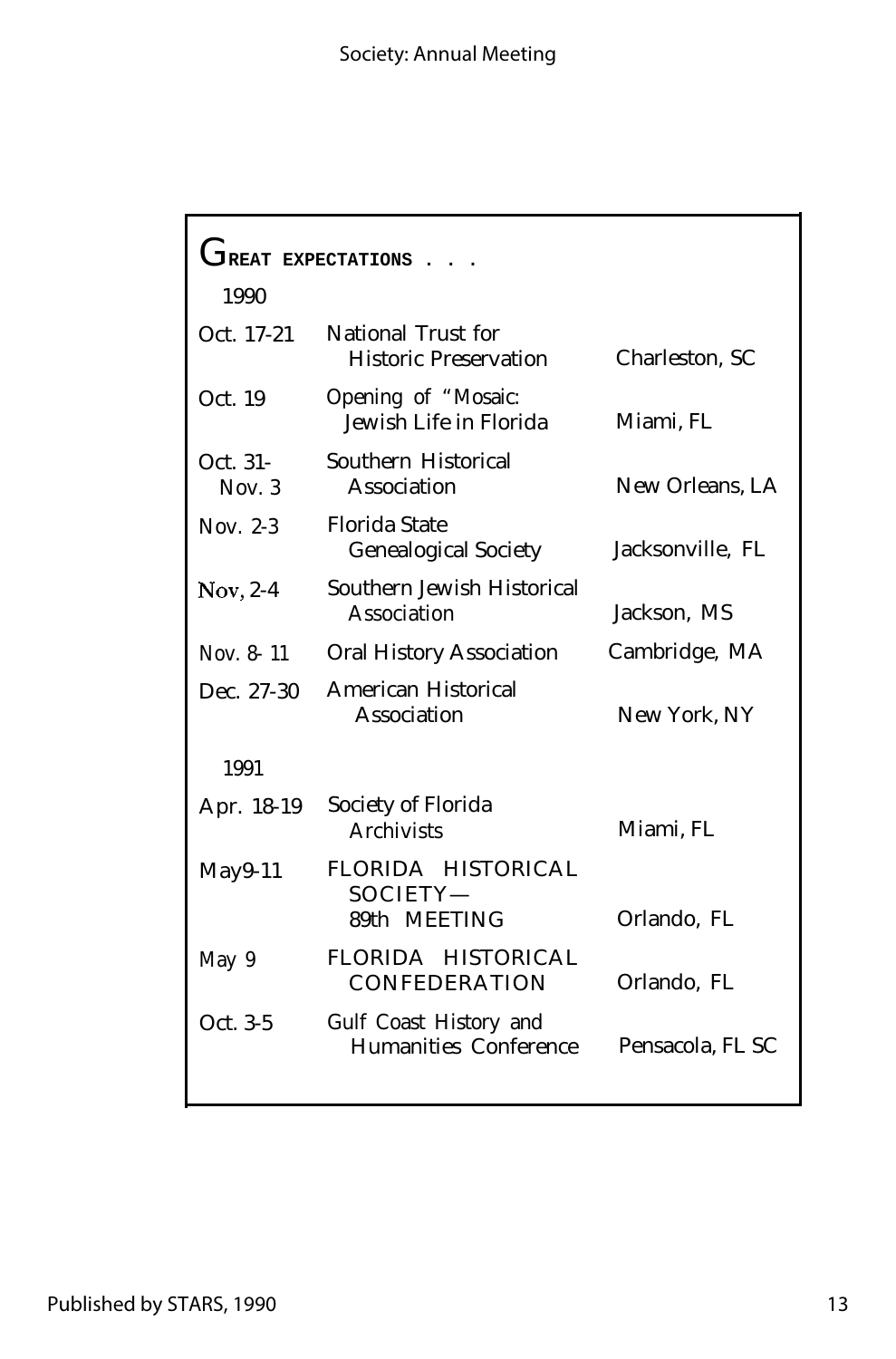## GREAT EXPECTATIONS . . .

**1990**

| | | |
|---|---|---|
| Oct. 17-21 | National Trust for Historic Preservation | Charleston, SC |
| Oct. 19 | Opening of "Mosaic: Jewish Life in Florida | Miami, FL |
| Oct. 31-Nov. 3 | Southern Historical Association | New Orleans, LA |
| Nov. 2-3 | Florida State Genealogical Society | Jacksonville, FL |
| Nov, 2-4 | Southern Jewish Historical Association | Jackson, MS |
| Nov. 8-11 | Oral History Association | Cambridge, MA |
| Dec. 27-30 | American Historical Association | New York, NY |

**1991**

| | | |
|---|---|---|
| Apr. 18-19 | Society of Florida Archivists | Miami, FL |
| May9-11 | FLORIDA HISTORICAL SOCIETY— 89th MEETING | Orlando, FL |
| May 9 | FLORIDA HISTORICAL CONFEDERATION | Orlando, FL |
| Oct. 3-5 | Gulf Coast History and Humanities Conference | Pensacola, FL SC |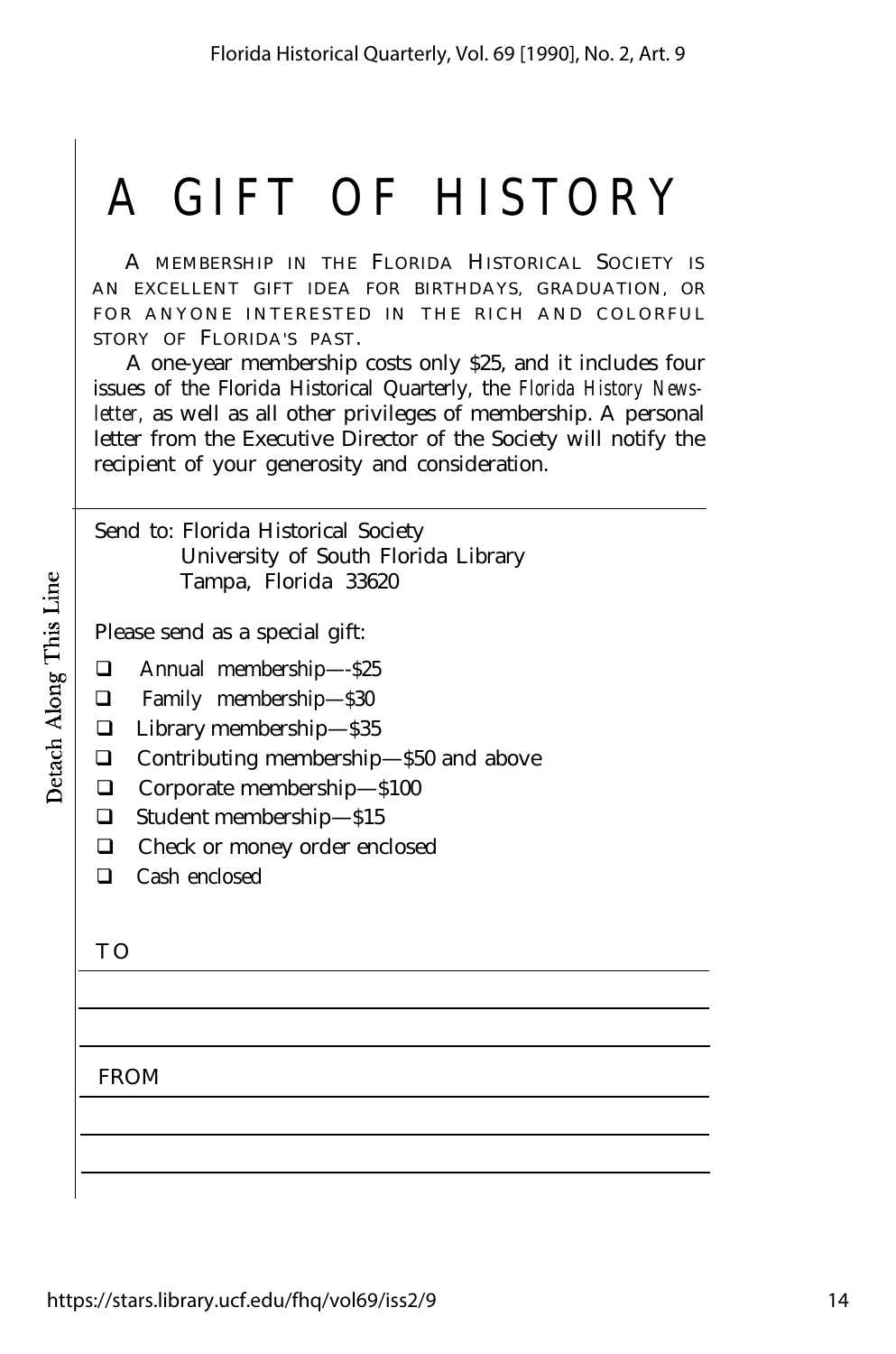# A GIFT OF HISTORY

A MEMBERSHIP IN THE FLORIDA HISTORICAL SOCIETY IS AN EXCELLENT GIFT IDEA FOR BIRTHDAYS, GRADUATION, OR FOR ANYONE INTERESTED IN THE RICH AND COLORFUL STORY OF FLORIDA'S PAST.

A one-year membership costs only $25, and it includes four issues of the Florida Historical Quarterly, the *Florida History Newsletter*, as well as all other privileges of membership. A personal letter from the Executive Director of the Society will notify the recipient of your generosity and consideration.

Detach Along This Line

Send to: Florida Historical Society
University of South Florida Library
Tampa, Florida 33620

Please send as a special gift:

- ❑ Annual membership—-$25
- ❑ Family membership—$30
- ❑ Library membership—$35
- ❑ Contributing membership—$50 and above
- ❑ Corporate membership—$100
- ❑ Student membership—$15
- ❑ Check or money order enclosed
- ❑ Cash enclosed

TO

______________________________

______________________________

______________________________

FROM

______________________________

______________________________

______________________________